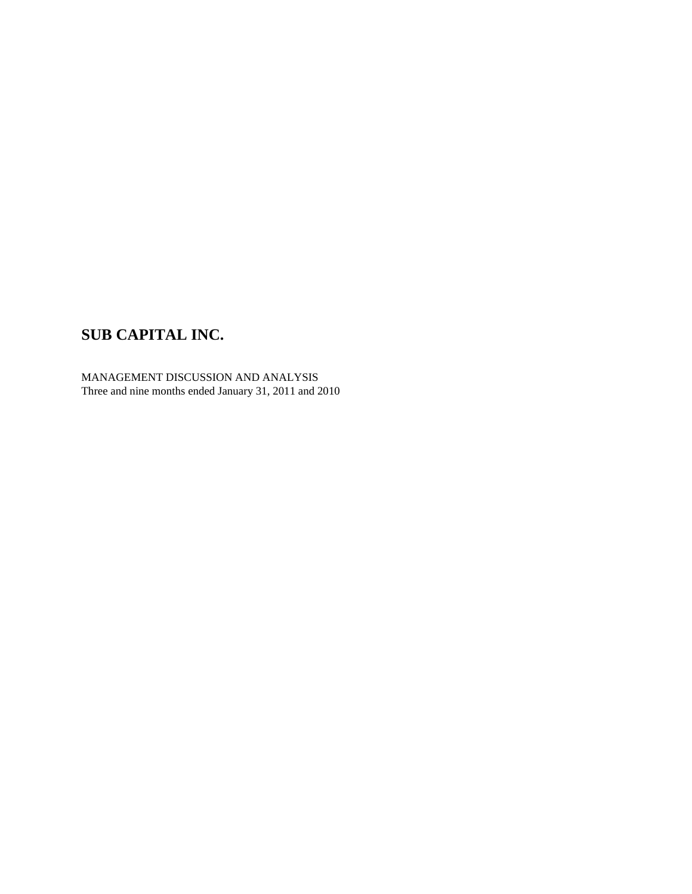# SUB CAPITAL INC.

MANAGEMENT DISCUSSION AND ANALYSIS
Three and nine months ended January 31, 2011 and 2010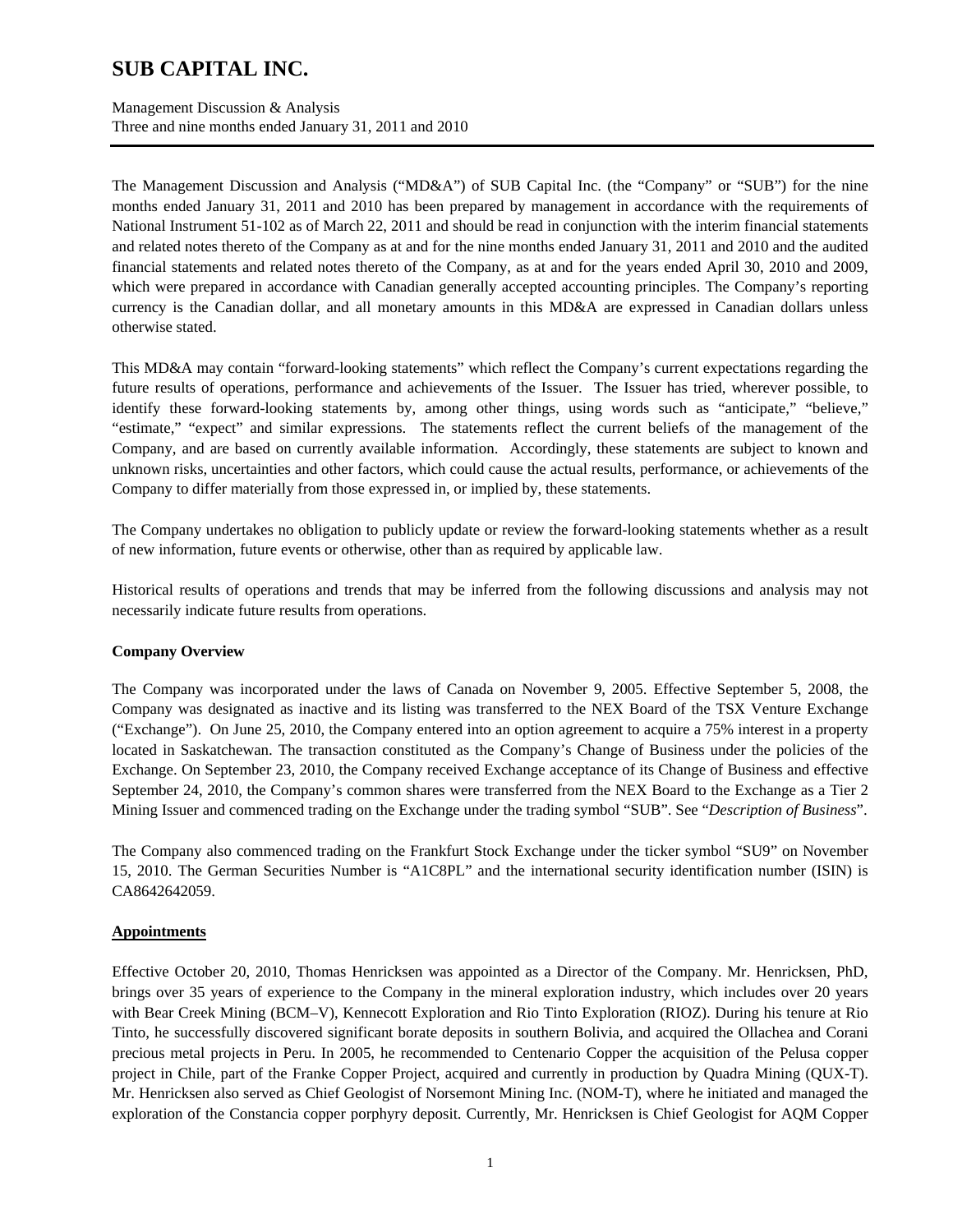The Management Discussion and Analysis ("MD&A") of SUB Capital Inc. (the "Company" or "SUB") for the nine months ended January 31, 2011 and 2010 has been prepared by management in accordance with the requirements of National Instrument 51-102 as of March 22, 2011 and should be read in conjunction with the interim financial statements and related notes thereto of the Company as at and for the nine months ended January 31, 2011 and 2010 and the audited financial statements and related notes thereto of the Company, as at and for the years ended April 30, 2010 and 2009, which were prepared in accordance with Canadian generally accepted accounting principles. The Company's reporting currency is the Canadian dollar, and all monetary amounts in this MD&A are expressed in Canadian dollars unless otherwise stated.

This MD&A may contain "forward-looking statements" which reflect the Company's current expectations regarding the future results of operations, performance and achievements of the Issuer. The Issuer has tried, wherever possible, to identify these forward-looking statements by, among other things, using words such as "anticipate," "believe," "estimate," "expect" and similar expressions. The statements reflect the current beliefs of the management of the Company, and are based on currently available information. Accordingly, these statements are subject to known and unknown risks, uncertainties and other factors, which could cause the actual results, performance, or achievements of the Company to differ materially from those expressed in, or implied by, these statements.

The Company undertakes no obligation to publicly update or review the forward-looking statements whether as a result of new information, future events or otherwise, other than as required by applicable law.

Historical results of operations and trends that may be inferred from the following discussions and analysis may not necessarily indicate future results from operations.

**Company Overview**

The Company was incorporated under the laws of Canada on November 9, 2005. Effective September 5, 2008, the Company was designated as inactive and its listing was transferred to the NEX Board of the TSX Venture Exchange ("Exchange"). On June 25, 2010, the Company entered into an option agreement to acquire a 75% interest in a property located in Saskatchewan. The transaction constituted as the Company's Change of Business under the policies of the Exchange. On September 23, 2010, the Company received Exchange acceptance of its Change of Business and effective September 24, 2010, the Company's common shares were transferred from the NEX Board to the Exchange as a Tier 2 Mining Issuer and commenced trading on the Exchange under the trading symbol "SUB". See "*Description of Business*".

The Company also commenced trading on the Frankfurt Stock Exchange under the ticker symbol "SU9" on November 15, 2010. The German Securities Number is "A1C8PL" and the international security identification number (ISIN) is CA8642642059.

**Appointments**

Effective October 20, 2010, Thomas Henricksen was appointed as a Director of the Company. Mr. Henricksen, PhD, brings over 35 years of experience to the Company in the mineral exploration industry, which includes over 20 years with Bear Creek Mining (BCM–V), Kennecott Exploration and Rio Tinto Exploration (RIOZ). During his tenure at Rio Tinto, he successfully discovered significant borate deposits in southern Bolivia, and acquired the Ollachea and Corani precious metal projects in Peru. In 2005, he recommended to Centenario Copper the acquisition of the Pelusa copper project in Chile, part of the Franke Copper Project, acquired and currently in production by Quadra Mining (QUX-T). Mr. Henricksen also served as Chief Geologist of Norsemont Mining Inc. (NOM-T), where he initiated and managed the exploration of the Constancia copper porphyry deposit. Currently, Mr. Henricksen is Chief Geologist for AQM Copper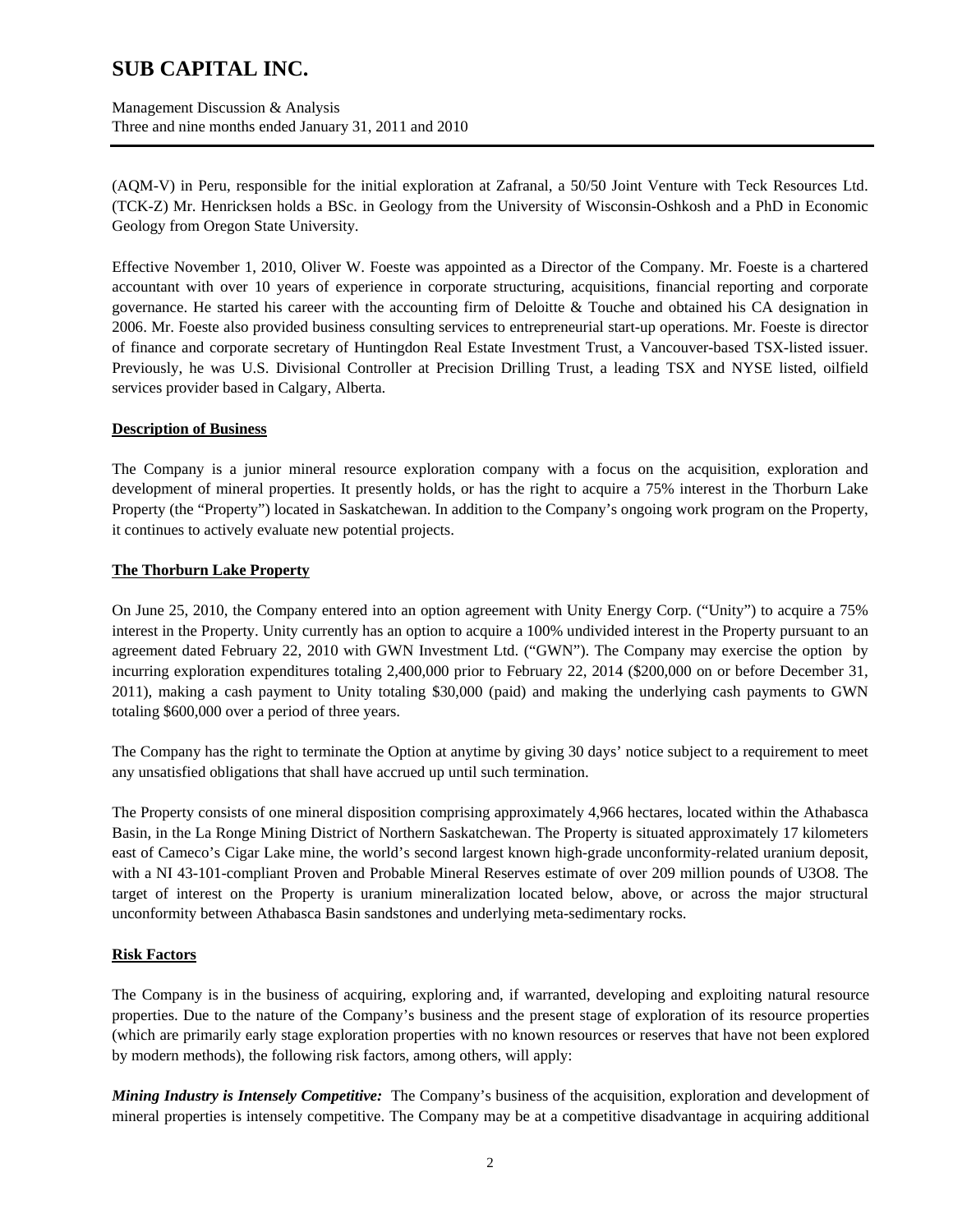(AQM-V) in Peru, responsible for the initial exploration at Zafranal, a 50/50 Joint Venture with Teck Resources Ltd. (TCK-Z) Mr. Henricksen holds a BSc. in Geology from the University of Wisconsin-Oshkosh and a PhD in Economic Geology from Oregon State University.

Effective November 1, 2010, Oliver W. Foeste was appointed as a Director of the Company. Mr. Foeste is a chartered accountant with over 10 years of experience in corporate structuring, acquisitions, financial reporting and corporate governance. He started his career with the accounting firm of Deloitte & Touche and obtained his CA designation in 2006. Mr. Foeste also provided business consulting services to entrepreneurial start-up operations. Mr. Foeste is director of finance and corporate secretary of Huntingdon Real Estate Investment Trust, a Vancouver-based TSX-listed issuer. Previously, he was U.S. Divisional Controller at Precision Drilling Trust, a leading TSX and NYSE listed, oilfield services provider based in Calgary, Alberta.

## Description of Business

The Company is a junior mineral resource exploration company with a focus on the acquisition, exploration and development of mineral properties. It presently holds, or has the right to acquire a 75% interest in the Thorburn Lake Property (the "Property") located in Saskatchewan. In addition to the Company's ongoing work program on the Property, it continues to actively evaluate new potential projects.

## The Thorburn Lake Property

On June 25, 2010, the Company entered into an option agreement with Unity Energy Corp. ("Unity") to acquire a 75% interest in the Property. Unity currently has an option to acquire a 100% undivided interest in the Property pursuant to an agreement dated February 22, 2010 with GWN Investment Ltd. ("GWN"). The Company may exercise the option by incurring exploration expenditures totaling 2,400,000 prior to February 22, 2014 ($200,000 on or before December 31, 2011), making a cash payment to Unity totaling $30,000 (paid) and making the underlying cash payments to GWN totaling $600,000 over a period of three years.

The Company has the right to terminate the Option at anytime by giving 30 days' notice subject to a requirement to meet any unsatisfied obligations that shall have accrued up until such termination.

The Property consists of one mineral disposition comprising approximately 4,966 hectares, located within the Athabasca Basin, in the La Ronge Mining District of Northern Saskatchewan. The Property is situated approximately 17 kilometers east of Cameco's Cigar Lake mine, the world's second largest known high-grade unconformity-related uranium deposit, with a NI 43-101-compliant Proven and Probable Mineral Reserves estimate of over 209 million pounds of $U_3O_8$. The target of interest on the Property is uranium mineralization located below, above, or across the major structural unconformity between Athabasca Basin sandstones and underlying meta-sedimentary rocks.

## Risk Factors

The Company is in the business of acquiring, exploring and, if warranted, developing and exploiting natural resource properties. Due to the nature of the Company's business and the present stage of exploration of its resource properties (which are primarily early stage exploration properties with no known resources or reserves that have not been explored by modern methods), the following risk factors, among others, will apply:

***Mining Industry is Intensely Competitive:*** The Company's business of the acquisition, exploration and development of mineral properties is intensely competitive. The Company may be at a competitive disadvantage in acquiring additional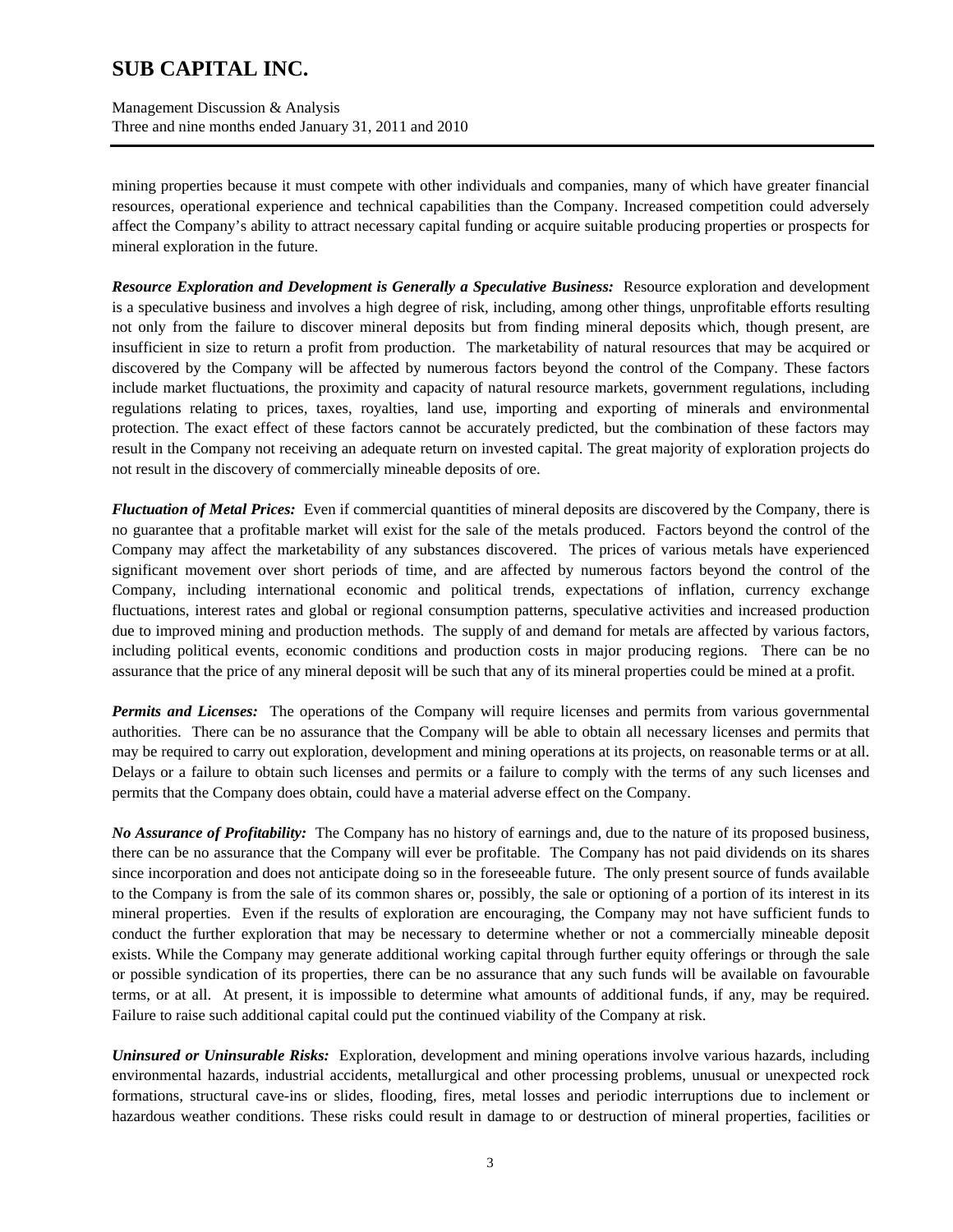mining properties because it must compete with other individuals and companies, many of which have greater financial resources, operational experience and technical capabilities than the Company. Increased competition could adversely affect the Company's ability to attract necessary capital funding or acquire suitable producing properties or prospects for mineral exploration in the future.

***Resource Exploration and Development is Generally a Speculative Business:*** Resource exploration and development is a speculative business and involves a high degree of risk, including, among other things, unprofitable efforts resulting not only from the failure to discover mineral deposits but from finding mineral deposits which, though present, are insufficient in size to return a profit from production. The marketability of natural resources that may be acquired or discovered by the Company will be affected by numerous factors beyond the control of the Company. These factors include market fluctuations, the proximity and capacity of natural resource markets, government regulations, including regulations relating to prices, taxes, royalties, land use, importing and exporting of minerals and environmental protection. The exact effect of these factors cannot be accurately predicted, but the combination of these factors may result in the Company not receiving an adequate return on invested capital. The great majority of exploration projects do not result in the discovery of commercially mineable deposits of ore.

***Fluctuation of Metal Prices:*** Even if commercial quantities of mineral deposits are discovered by the Company, there is no guarantee that a profitable market will exist for the sale of the metals produced. Factors beyond the control of the Company may affect the marketability of any substances discovered. The prices of various metals have experienced significant movement over short periods of time, and are affected by numerous factors beyond the control of the Company, including international economic and political trends, expectations of inflation, currency exchange fluctuations, interest rates and global or regional consumption patterns, speculative activities and increased production due to improved mining and production methods. The supply of and demand for metals are affected by various factors, including political events, economic conditions and production costs in major producing regions. There can be no assurance that the price of any mineral deposit will be such that any of its mineral properties could be mined at a profit.

***Permits and Licenses:*** The operations of the Company will require licenses and permits from various governmental authorities. There can be no assurance that the Company will be able to obtain all necessary licenses and permits that may be required to carry out exploration, development and mining operations at its projects, on reasonable terms or at all. Delays or a failure to obtain such licenses and permits or a failure to comply with the terms of any such licenses and permits that the Company does obtain, could have a material adverse effect on the Company.

***No Assurance of Profitability:*** The Company has no history of earnings and, due to the nature of its proposed business, there can be no assurance that the Company will ever be profitable. The Company has not paid dividends on its shares since incorporation and does not anticipate doing so in the foreseeable future. The only present source of funds available to the Company is from the sale of its common shares or, possibly, the sale or optioning of a portion of its interest in its mineral properties. Even if the results of exploration are encouraging, the Company may not have sufficient funds to conduct the further exploration that may be necessary to determine whether or not a commercially mineable deposit exists. While the Company may generate additional working capital through further equity offerings or through the sale or possible syndication of its properties, there can be no assurance that any such funds will be available on favourable terms, or at all. At present, it is impossible to determine what amounts of additional funds, if any, may be required. Failure to raise such additional capital could put the continued viability of the Company at risk.

***Uninsured or Uninsurable Risks:*** Exploration, development and mining operations involve various hazards, including environmental hazards, industrial accidents, metallurgical and other processing problems, unusual or unexpected rock formations, structural cave-ins or slides, flooding, fires, metal losses and periodic interruptions due to inclement or hazardous weather conditions. These risks could result in damage to or destruction of mineral properties, facilities or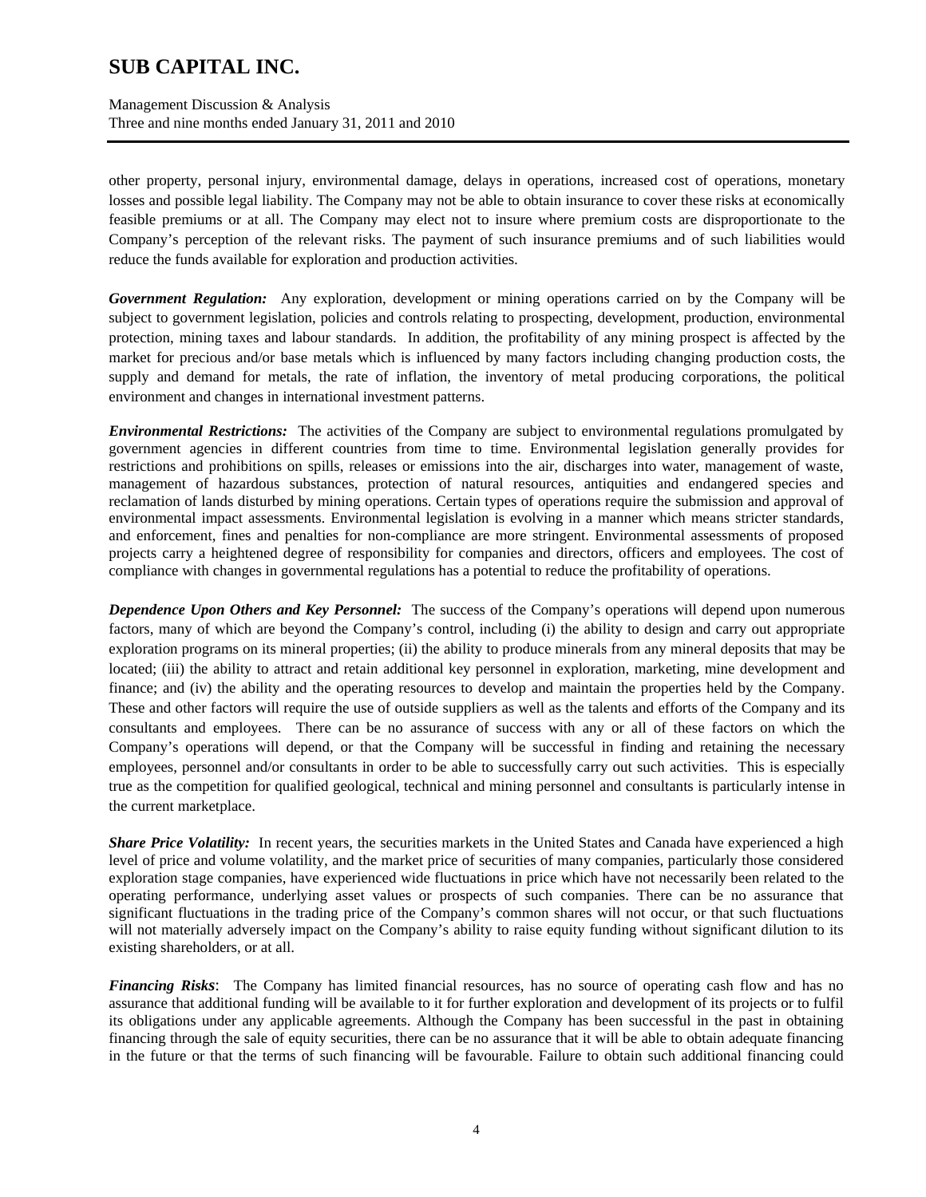other property, personal injury, environmental damage, delays in operations, increased cost of operations, monetary losses and possible legal liability. The Company may not be able to obtain insurance to cover these risks at economically feasible premiums or at all. The Company may elect not to insure where premium costs are disproportionate to the Company's perception of the relevant risks. The payment of such insurance premiums and of such liabilities would reduce the funds available for exploration and production activities.

***Government Regulation:*** Any exploration, development or mining operations carried on by the Company will be subject to government legislation, policies and controls relating to prospecting, development, production, environmental protection, mining taxes and labour standards. In addition, the profitability of any mining prospect is affected by the market for precious and/or base metals which is influenced by many factors including changing production costs, the supply and demand for metals, the rate of inflation, the inventory of metal producing corporations, the political environment and changes in international investment patterns.

***Environmental Restrictions:*** The activities of the Company are subject to environmental regulations promulgated by government agencies in different countries from time to time. Environmental legislation generally provides for restrictions and prohibitions on spills, releases or emissions into the air, discharges into water, management of waste, management of hazardous substances, protection of natural resources, antiquities and endangered species and reclamation of lands disturbed by mining operations. Certain types of operations require the submission and approval of environmental impact assessments. Environmental legislation is evolving in a manner which means stricter standards, and enforcement, fines and penalties for non-compliance are more stringent. Environmental assessments of proposed projects carry a heightened degree of responsibility for companies and directors, officers and employees. The cost of compliance with changes in governmental regulations has a potential to reduce the profitability of operations.

***Dependence Upon Others and Key Personnel:*** The success of the Company's operations will depend upon numerous factors, many of which are beyond the Company's control, including (i) the ability to design and carry out appropriate exploration programs on its mineral properties; (ii) the ability to produce minerals from any mineral deposits that may be located; (iii) the ability to attract and retain additional key personnel in exploration, marketing, mine development and finance; and (iv) the ability and the operating resources to develop and maintain the properties held by the Company. These and other factors will require the use of outside suppliers as well as the talents and efforts of the Company and its consultants and employees. There can be no assurance of success with any or all of these factors on which the Company's operations will depend, or that the Company will be successful in finding and retaining the necessary employees, personnel and/or consultants in order to be able to successfully carry out such activities. This is especially true as the competition for qualified geological, technical and mining personnel and consultants is particularly intense in the current marketplace.

***Share Price Volatility:*** In recent years, the securities markets in the United States and Canada have experienced a high level of price and volume volatility, and the market price of securities of many companies, particularly those considered exploration stage companies, have experienced wide fluctuations in price which have not necessarily been related to the operating performance, underlying asset values or prospects of such companies. There can be no assurance that significant fluctuations in the trading price of the Company's common shares will not occur, or that such fluctuations will not materially adversely impact on the Company's ability to raise equity funding without significant dilution to its existing shareholders, or at all.

***Financing Risks***: The Company has limited financial resources, has no source of operating cash flow and has no assurance that additional funding will be available to it for further exploration and development of its projects or to fulfil its obligations under any applicable agreements. Although the Company has been successful in the past in obtaining financing through the sale of equity securities, there can be no assurance that it will be able to obtain adequate financing in the future or that the terms of such financing will be favourable. Failure to obtain such additional financing could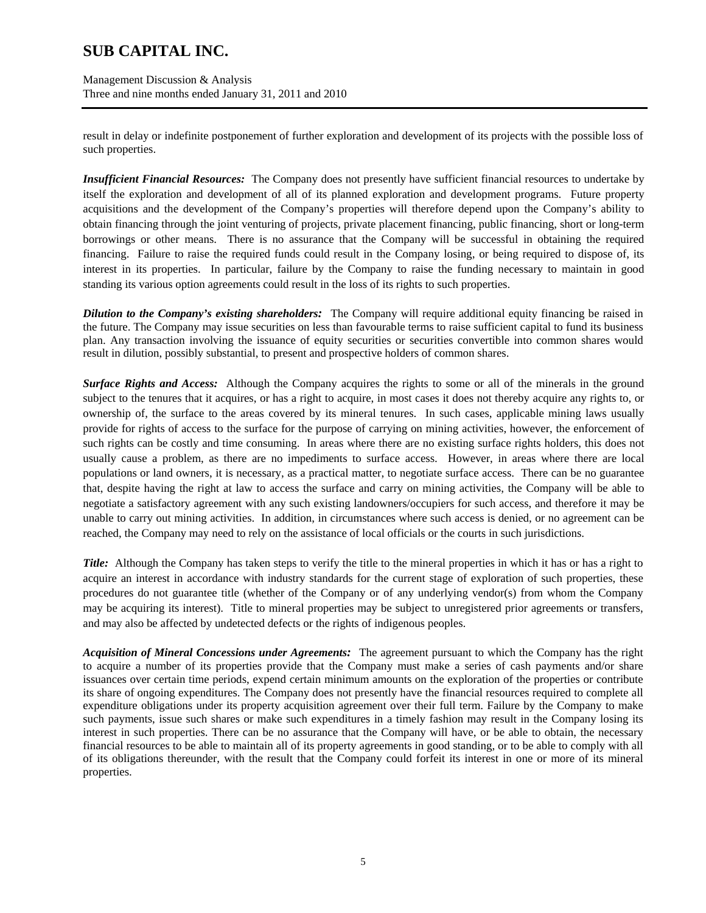result in delay or indefinite postponement of further exploration and development of its projects with the possible loss of such properties.

***Insufficient Financial Resources:*** The Company does not presently have sufficient financial resources to undertake by itself the exploration and development of all of its planned exploration and development programs. Future property acquisitions and the development of the Company's properties will therefore depend upon the Company's ability to obtain financing through the joint venturing of projects, private placement financing, public financing, short or long-term borrowings or other means. There is no assurance that the Company will be successful in obtaining the required financing. Failure to raise the required funds could result in the Company losing, or being required to dispose of, its interest in its properties. In particular, failure by the Company to raise the funding necessary to maintain in good standing its various option agreements could result in the loss of its rights to such properties.

***Dilution to the Company's existing shareholders:*** The Company will require additional equity financing be raised in the future. The Company may issue securities on less than favourable terms to raise sufficient capital to fund its business plan. Any transaction involving the issuance of equity securities or securities convertible into common shares would result in dilution, possibly substantial, to present and prospective holders of common shares.

***Surface Rights and Access:*** Although the Company acquires the rights to some or all of the minerals in the ground subject to the tenures that it acquires, or has a right to acquire, in most cases it does not thereby acquire any rights to, or ownership of, the surface to the areas covered by its mineral tenures. In such cases, applicable mining laws usually provide for rights of access to the surface for the purpose of carrying on mining activities, however, the enforcement of such rights can be costly and time consuming. In areas where there are no existing surface rights holders, this does not usually cause a problem, as there are no impediments to surface access. However, in areas where there are local populations or land owners, it is necessary, as a practical matter, to negotiate surface access. There can be no guarantee that, despite having the right at law to access the surface and carry on mining activities, the Company will be able to negotiate a satisfactory agreement with any such existing landowners/occupiers for such access, and therefore it may be unable to carry out mining activities. In addition, in circumstances where such access is denied, or no agreement can be reached, the Company may need to rely on the assistance of local officials or the courts in such jurisdictions.

***Title:*** Although the Company has taken steps to verify the title to the mineral properties in which it has or has a right to acquire an interest in accordance with industry standards for the current stage of exploration of such properties, these procedures do not guarantee title (whether of the Company or of any underlying vendor(s) from whom the Company may be acquiring its interest). Title to mineral properties may be subject to unregistered prior agreements or transfers, and may also be affected by undetected defects or the rights of indigenous peoples.

***Acquisition of Mineral Concessions under Agreements:*** The agreement pursuant to which the Company has the right to acquire a number of its properties provide that the Company must make a series of cash payments and/or share issuances over certain time periods, expend certain minimum amounts on the exploration of the properties or contribute its share of ongoing expenditures. The Company does not presently have the financial resources required to complete all expenditure obligations under its property acquisition agreement over their full term. Failure by the Company to make such payments, issue such shares or make such expenditures in a timely fashion may result in the Company losing its interest in such properties. There can be no assurance that the Company will have, or be able to obtain, the necessary financial resources to be able to maintain all of its property agreements in good standing, or to be able to comply with all of its obligations thereunder, with the result that the Company could forfeit its interest in one or more of its mineral properties.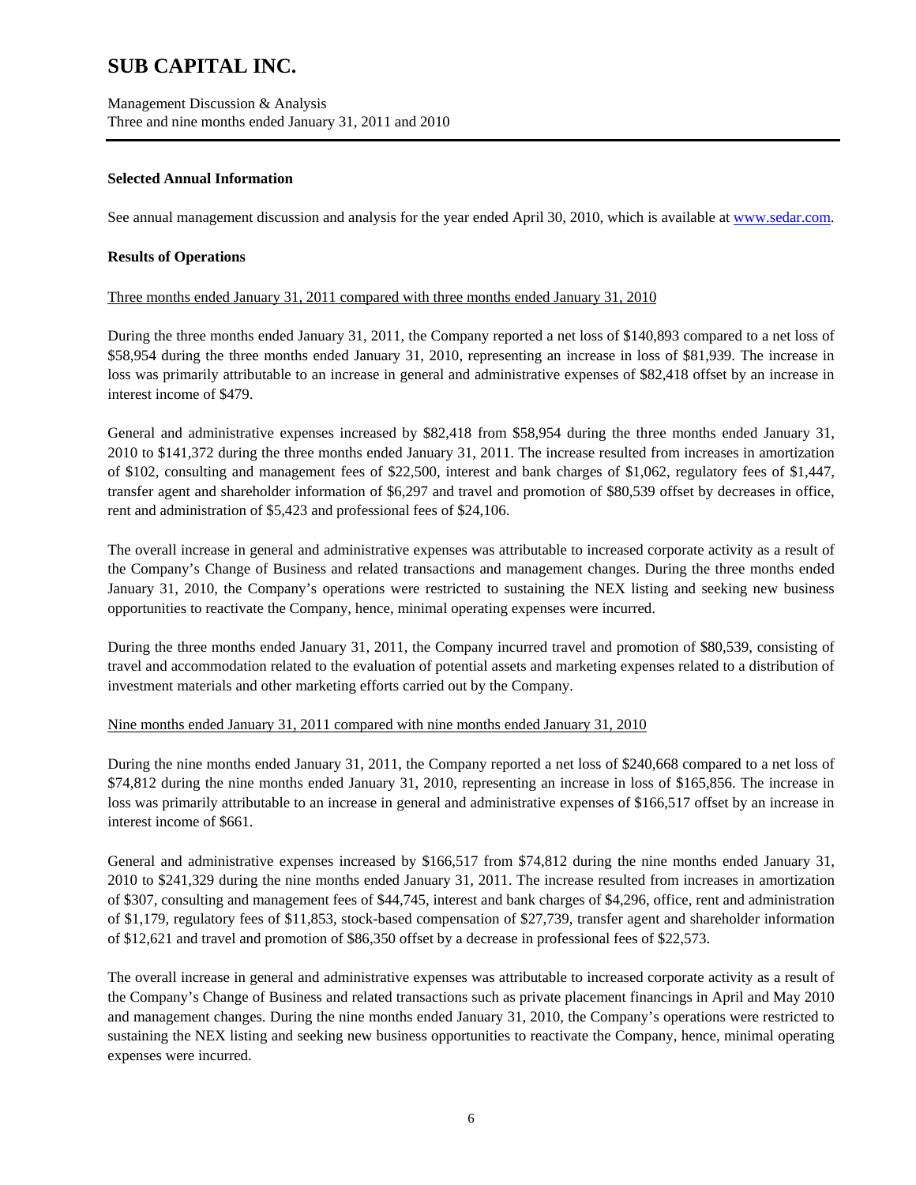### Selected Annual Information

See annual management discussion and analysis for the year ended April 30, 2010, which is available at www.sedar.com.

### Results of Operations

Three months ended January 31, 2011 compared with three months ended January 31, 2010

During the three months ended January 31, 2011, the Company reported a net loss of $140,893 compared to a net loss of $58,954 during the three months ended January 31, 2010, representing an increase in loss of $81,939. The increase in loss was primarily attributable to an increase in general and administrative expenses of $82,418 offset by an increase in interest income of $479.

General and administrative expenses increased by $82,418 from $58,954 during the three months ended January 31, 2010 to $141,372 during the three months ended January 31, 2011. The increase resulted from increases in amortization of $102, consulting and management fees of $22,500, interest and bank charges of $1,062, regulatory fees of $1,447, transfer agent and shareholder information of $6,297 and travel and promotion of $80,539 offset by decreases in office, rent and administration of $5,423 and professional fees of $24,106.

The overall increase in general and administrative expenses was attributable to increased corporate activity as a result of the Company's Change of Business and related transactions and management changes. During the three months ended January 31, 2010, the Company's operations were restricted to sustaining the NEX listing and seeking new business opportunities to reactivate the Company, hence, minimal operating expenses were incurred.

During the three months ended January 31, 2011, the Company incurred travel and promotion of $80,539, consisting of travel and accommodation related to the evaluation of potential assets and marketing expenses related to a distribution of investment materials and other marketing efforts carried out by the Company.

Nine months ended January 31, 2011 compared with nine months ended January 31, 2010

During the nine months ended January 31, 2011, the Company reported a net loss of $240,668 compared to a net loss of $74,812 during the nine months ended January 31, 2010, representing an increase in loss of $165,856. The increase in loss was primarily attributable to an increase in general and administrative expenses of $166,517 offset by an increase in interest income of $661.

General and administrative expenses increased by $166,517 from $74,812 during the nine months ended January 31, 2010 to $241,329 during the nine months ended January 31, 2011. The increase resulted from increases in amortization of $307, consulting and management fees of $44,745, interest and bank charges of $4,296, office, rent and administration of $1,179, regulatory fees of $11,853, stock-based compensation of $27,739, transfer agent and shareholder information of $12,621 and travel and promotion of $86,350 offset by a decrease in professional fees of $22,573.

The overall increase in general and administrative expenses was attributable to increased corporate activity as a result of the Company's Change of Business and related transactions such as private placement financings in April and May 2010 and management changes. During the nine months ended January 31, 2010, the Company's operations were restricted to sustaining the NEX listing and seeking new business opportunities to reactivate the Company, hence, minimal operating expenses were incurred.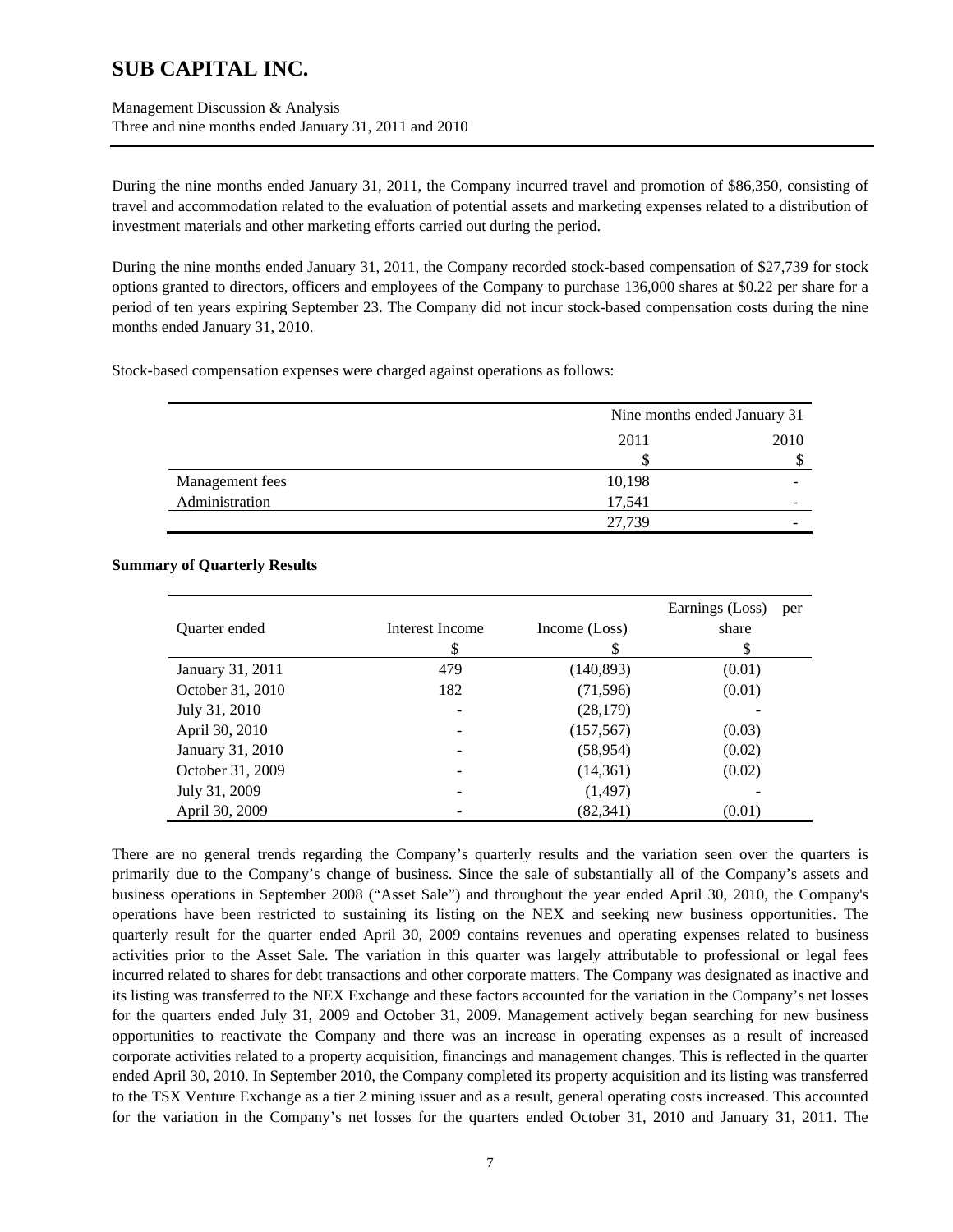During the nine months ended January 31, 2011, the Company incurred travel and promotion of $86,350, consisting of travel and accommodation related to the evaluation of potential assets and marketing expenses related to a distribution of investment materials and other marketing efforts carried out during the period.

During the nine months ended January 31, 2011, the Company recorded stock-based compensation of $27,739 for stock options granted to directors, officers and employees of the Company to purchase 136,000 shares at $0.22 per share for a period of ten years expiring September 23. The Company did not incur stock-based compensation costs during the nine months ended January 31, 2010.

Stock-based compensation expenses were charged against operations as follows:

| | Nine months ended January 31 | |
|---|---|---|
| | 2011 | 2010 |
| | $ | $ |
| Management fees | 10,198 | - |
| Administration | 17,541 | - |
| | 27,739 | - |

**Summary of Quarterly Results**

| Quarter ended | Interest Income | Income (Loss) | Earnings (Loss) per share |
|---|---|---|---|
| | $ | $ | $ |
| January 31, 2011 | 479 | (140,893) | (0.01) |
| October 31, 2010 | 182 | (71,596) | (0.01) |
| July 31, 2010 | - | (28,179) | - |
| April 30, 2010 | - | (157,567) | (0.03) |
| January 31, 2010 | - | (58,954) | (0.02) |
| October 31, 2009 | - | (14,361) | (0.02) |
| July 31, 2009 | - | (1,497) | - |
| April 30, 2009 | - | (82,341) | (0.01) |

There are no general trends regarding the Company's quarterly results and the variation seen over the quarters is primarily due to the Company's change of business. Since the sale of substantially all of the Company's assets and business operations in September 2008 ("Asset Sale") and throughout the year ended April 30, 2010, the Company's operations have been restricted to sustaining its listing on the NEX and seeking new business opportunities. The quarterly result for the quarter ended April 30, 2009 contains revenues and operating expenses related to business activities prior to the Asset Sale. The variation in this quarter was largely attributable to professional or legal fees incurred related to shares for debt transactions and other corporate matters. The Company was designated as inactive and its listing was transferred to the NEX Exchange and these factors accounted for the variation in the Company's net losses for the quarters ended July 31, 2009 and October 31, 2009. Management actively began searching for new business opportunities to reactivate the Company and there was an increase in operating expenses as a result of increased corporate activities related to a property acquisition, financings and management changes. This is reflected in the quarter ended April 30, 2010. In September 2010, the Company completed its property acquisition and its listing was transferred to the TSX Venture Exchange as a tier 2 mining issuer and as a result, general operating costs increased. This accounted for the variation in the Company's net losses for the quarters ended October 31, 2010 and January 31, 2011. The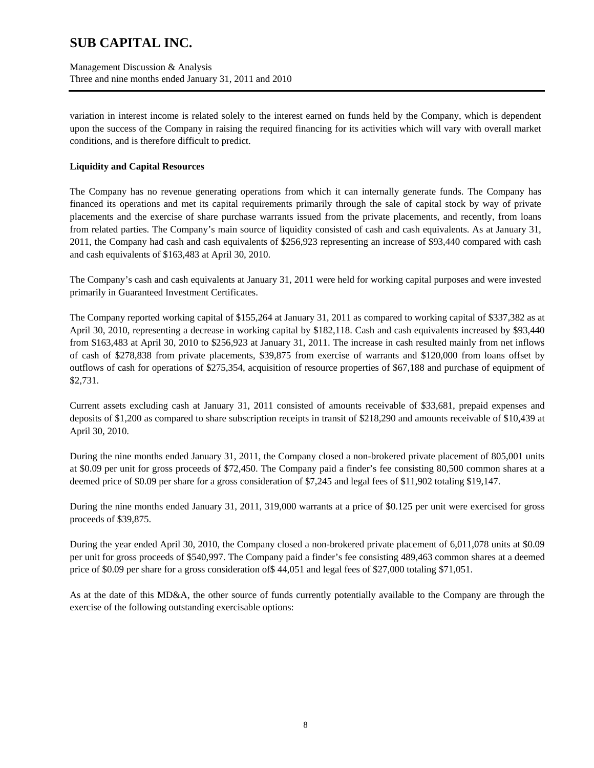variation in interest income is related solely to the interest earned on funds held by the Company, which is dependent upon the success of the Company in raising the required financing for its activities which will vary with overall market conditions, and is therefore difficult to predict.

**Liquidity and Capital Resources**

The Company has no revenue generating operations from which it can internally generate funds. The Company has financed its operations and met its capital requirements primarily through the sale of capital stock by way of private placements and the exercise of share purchase warrants issued from the private placements, and recently, from loans from related parties. The Company's main source of liquidity consisted of cash and cash equivalents. As at January 31, 2011, the Company had cash and cash equivalents of $256,923 representing an increase of $93,440 compared with cash and cash equivalents of $163,483 at April 30, 2010.

The Company's cash and cash equivalents at January 31, 2011 were held for working capital purposes and were invested primarily in Guaranteed Investment Certificates.

The Company reported working capital of $155,264 at January 31, 2011 as compared to working capital of $337,382 as at April 30, 2010, representing a decrease in working capital by $182,118. Cash and cash equivalents increased by $93,440 from $163,483 at April 30, 2010 to $256,923 at January 31, 2011. The increase in cash resulted mainly from net inflows of cash of $278,838 from private placements, $39,875 from exercise of warrants and $120,000 from loans offset by outflows of cash for operations of $275,354, acquisition of resource properties of $67,188 and purchase of equipment of $2,731.

Current assets excluding cash at January 31, 2011 consisted of amounts receivable of $33,681, prepaid expenses and deposits of $1,200 as compared to share subscription receipts in transit of $218,290 and amounts receivable of $10,439 at April 30, 2010.

During the nine months ended January 31, 2011, the Company closed a non-brokered private placement of 805,001 units at $0.09 per unit for gross proceeds of $72,450. The Company paid a finder's fee consisting 80,500 common shares at a deemed price of $0.09 per share for a gross consideration of $7,245 and legal fees of $11,902 totaling $19,147.

During the nine months ended January 31, 2011, 319,000 warrants at a price of $0.125 per unit were exercised for gross proceeds of $39,875.

During the year ended April 30, 2010, the Company closed a non-brokered private placement of 6,011,078 units at $0.09 per unit for gross proceeds of $540,997. The Company paid a finder's fee consisting 489,463 common shares at a deemed price of $0.09 per share for a gross consideration of$ 44,051 and legal fees of $27,000 totaling $71,051.

As at the date of this MD&A, the other source of funds currently potentially available to the Company are through the exercise of the following outstanding exercisable options: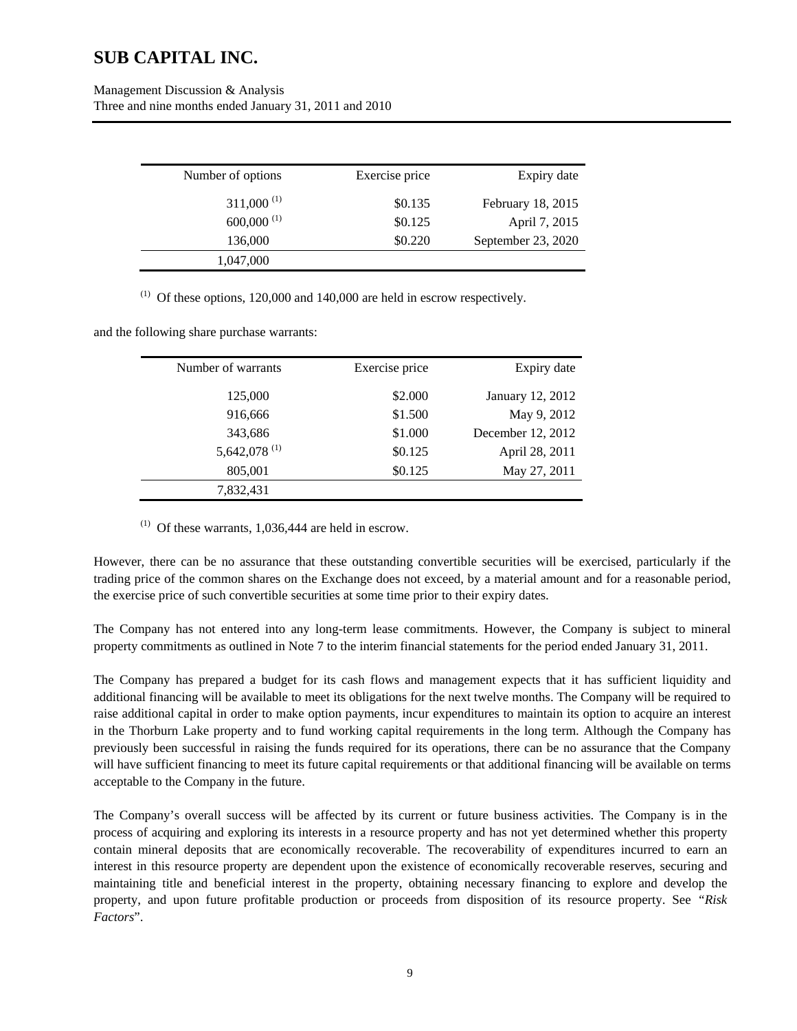| Number of options | Exercise price | Expiry date |
|---|---|---|
| 311,000 [(1)] | $0.135 | February 18, 2015 |
| 600,000 [(1)] | $0.125 | April 7, 2015 |
| 136,000 | $0.220 | September 23, 2020 |
| 1,047,000 | | |

[(1)] Of these options, 120,000 and 140,000 are held in escrow respectively.

and the following share purchase warrants:

| Number of warrants | Exercise price | Expiry date |
|---|---|---|
| 125,000 | $2.000 | January 12, 2012 |
| 916,666 | $1.500 | May 9, 2012 |
| 343,686 | $1.000 | December 12, 2012 |
| 5,642,078 [(1)] | $0.125 | April 28, 2011 |
| 805,001 | $0.125 | May 27, 2011 |
| 7,832,431 | | |

[(1)] Of these warrants, 1,036,444 are held in escrow.

However, there can be no assurance that these outstanding convertible securities will be exercised, particularly if the trading price of the common shares on the Exchange does not exceed, by a material amount and for a reasonable period, the exercise price of such convertible securities at some time prior to their expiry dates.

The Company has not entered into any long-term lease commitments. However, the Company is subject to mineral property commitments as outlined in Note 7 to the interim financial statements for the period ended January 31, 2011.

The Company has prepared a budget for its cash flows and management expects that it has sufficient liquidity and additional financing will be available to meet its obligations for the next twelve months. The Company will be required to raise additional capital in order to make option payments, incur expenditures to maintain its option to acquire an interest in the Thorburn Lake property and to fund working capital requirements in the long term. Although the Company has previously been successful in raising the funds required for its operations, there can be no assurance that the Company will have sufficient financing to meet its future capital requirements or that additional financing will be available on terms acceptable to the Company in the future.

The Company's overall success will be affected by its current or future business activities. The Company is in the process of acquiring and exploring its interests in a resource property and has not yet determined whether this property contain mineral deposits that are economically recoverable. The recoverability of expenditures incurred to earn an interest in this resource property are dependent upon the existence of economically recoverable reserves, securing and maintaining title and beneficial interest in the property, obtaining necessary financing to explore and develop the property, and upon future profitable production or proceeds from disposition of its resource property. See "*Risk Factors*".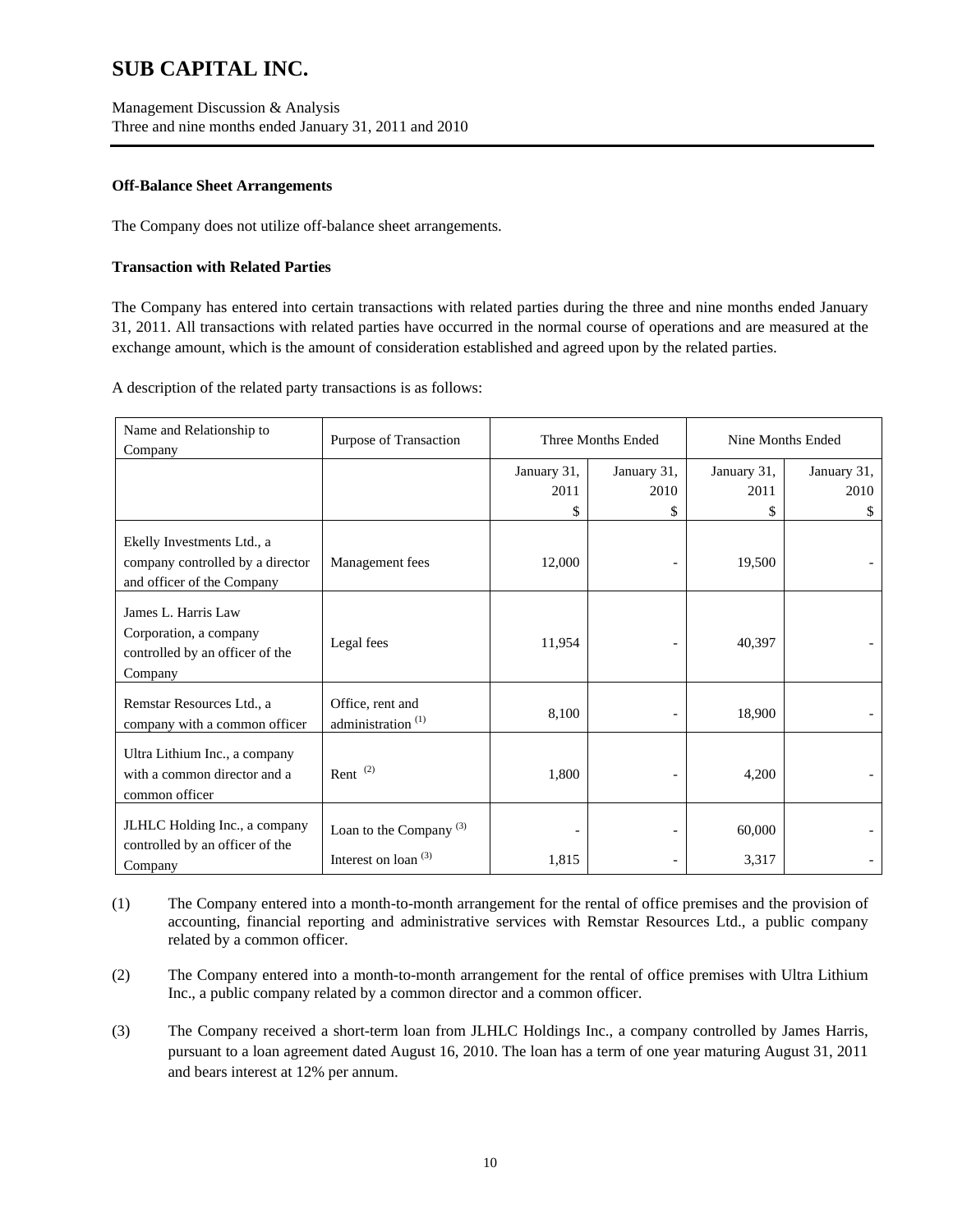### Off-Balance Sheet Arrangements

The Company does not utilize off-balance sheet arrangements.

### Transaction with Related Parties

The Company has entered into certain transactions with related parties during the three and nine months ended January 31, 2011. All transactions with related parties have occurred in the normal course of operations and are measured at the exchange amount, which is the amount of consideration established and agreed upon by the related parties.

A description of the related party transactions is as follows:

| Name and Relationship to Company | Purpose of Transaction | Three Months Ended | | Nine Months Ended | |
|---|---|---|---|---|---|
| | | January 31, 2011 $ | January 31, 2010 $ | January 31, 2011 $ | January 31, 2010 $ |
| Ekelly Investments Ltd., a company controlled by a director and officer of the Company | Management fees | 12,000 | - | 19,500 | - |
| James L. Harris Law Corporation, a company controlled by an officer of the Company | Legal fees | 11,954 | - | 40,397 | - |
| Remstar Resources Ltd., a company with a common officer | Office, rent and administration (1) | 8,100 | - | 18,900 | - |
| Ultra Lithium Inc., a company with a common director and a common officer | Rent (2) | 1,800 | - | 4,200 | - |
| JLHLC Holding Inc., a company controlled by an officer of the Company | Loan to the Company (3) | - | - | 60,000 | - |
| | Interest on loan (3) | 1,815 | - | 3,317 | - |

(1) The Company entered into a month-to-month arrangement for the rental of office premises and the provision of accounting, financial reporting and administrative services with Remstar Resources Ltd., a public company related by a common officer.

(2) The Company entered into a month-to-month arrangement for the rental of office premises with Ultra Lithium Inc., a public company related by a common director and a common officer.

(3) The Company received a short-term loan from JLHLC Holdings Inc., a company controlled by James Harris, pursuant to a loan agreement dated August 16, 2010. The loan has a term of one year maturing August 31, 2011 and bears interest at 12% per annum.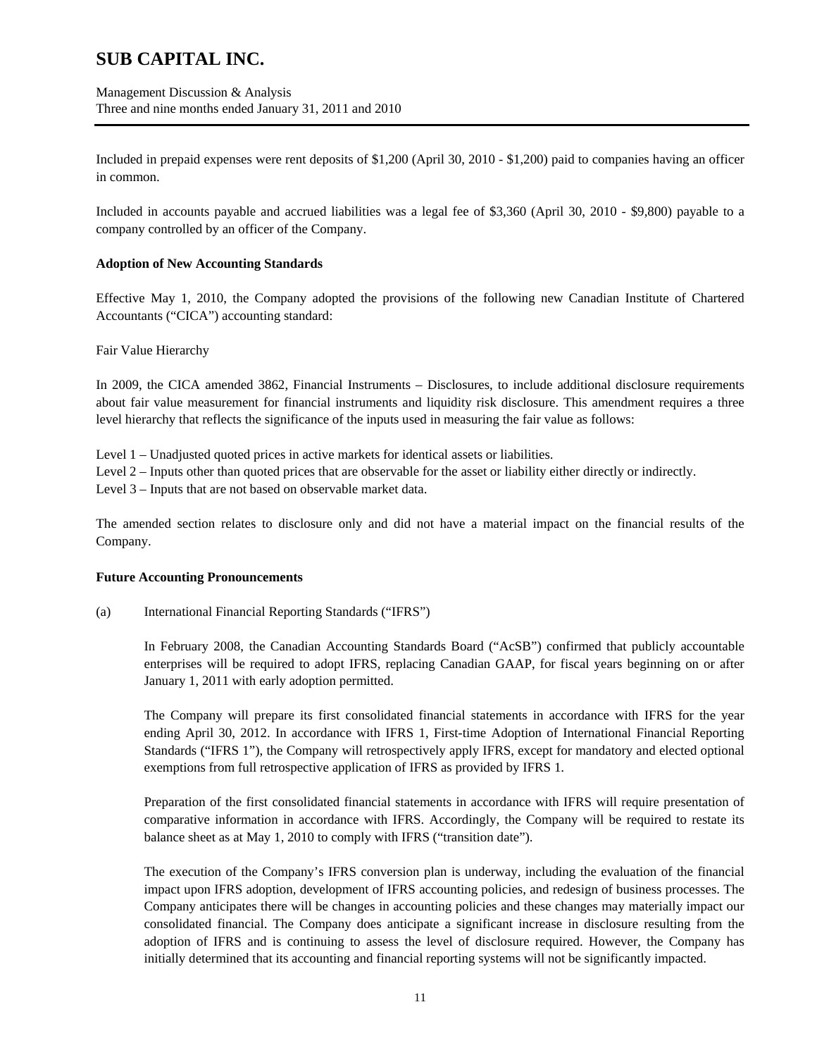Included in prepaid expenses were rent deposits of $1,200 (April 30, 2010 - $1,200) paid to companies having an officer in common.

Included in accounts payable and accrued liabilities was a legal fee of $3,360 (April 30, 2010 - $9,800) payable to a company controlled by an officer of the Company.

**Adoption of New Accounting Standards**

Effective May 1, 2010, the Company adopted the provisions of the following new Canadian Institute of Chartered Accountants ("CICA") accounting standard:

Fair Value Hierarchy

In 2009, the CICA amended 3862, Financial Instruments – Disclosures, to include additional disclosure requirements about fair value measurement for financial instruments and liquidity risk disclosure. This amendment requires a three level hierarchy that reflects the significance of the inputs used in measuring the fair value as follows:

Level 1 – Unadjusted quoted prices in active markets for identical assets or liabilities.
Level 2 – Inputs other than quoted prices that are observable for the asset or liability either directly or indirectly.
Level 3 – Inputs that are not based on observable market data.

The amended section relates to disclosure only and did not have a material impact on the financial results of the Company.

**Future Accounting Pronouncements**

(a) International Financial Reporting Standards ("IFRS")

In February 2008, the Canadian Accounting Standards Board ("AcSB") confirmed that publicly accountable enterprises will be required to adopt IFRS, replacing Canadian GAAP, for fiscal years beginning on or after January 1, 2011 with early adoption permitted.

The Company will prepare its first consolidated financial statements in accordance with IFRS for the year ending April 30, 2012. In accordance with IFRS 1, First-time Adoption of International Financial Reporting Standards ("IFRS 1"), the Company will retrospectively apply IFRS, except for mandatory and elected optional exemptions from full retrospective application of IFRS as provided by IFRS 1.

Preparation of the first consolidated financial statements in accordance with IFRS will require presentation of comparative information in accordance with IFRS. Accordingly, the Company will be required to restate its balance sheet as at May 1, 2010 to comply with IFRS ("transition date").

The execution of the Company's IFRS conversion plan is underway, including the evaluation of the financial impact upon IFRS adoption, development of IFRS accounting policies, and redesign of business processes. The Company anticipates there will be changes in accounting policies and these changes may materially impact our consolidated financial. The Company does anticipate a significant increase in disclosure resulting from the adoption of IFRS and is continuing to assess the level of disclosure required. However, the Company has initially determined that its accounting and financial reporting systems will not be significantly impacted.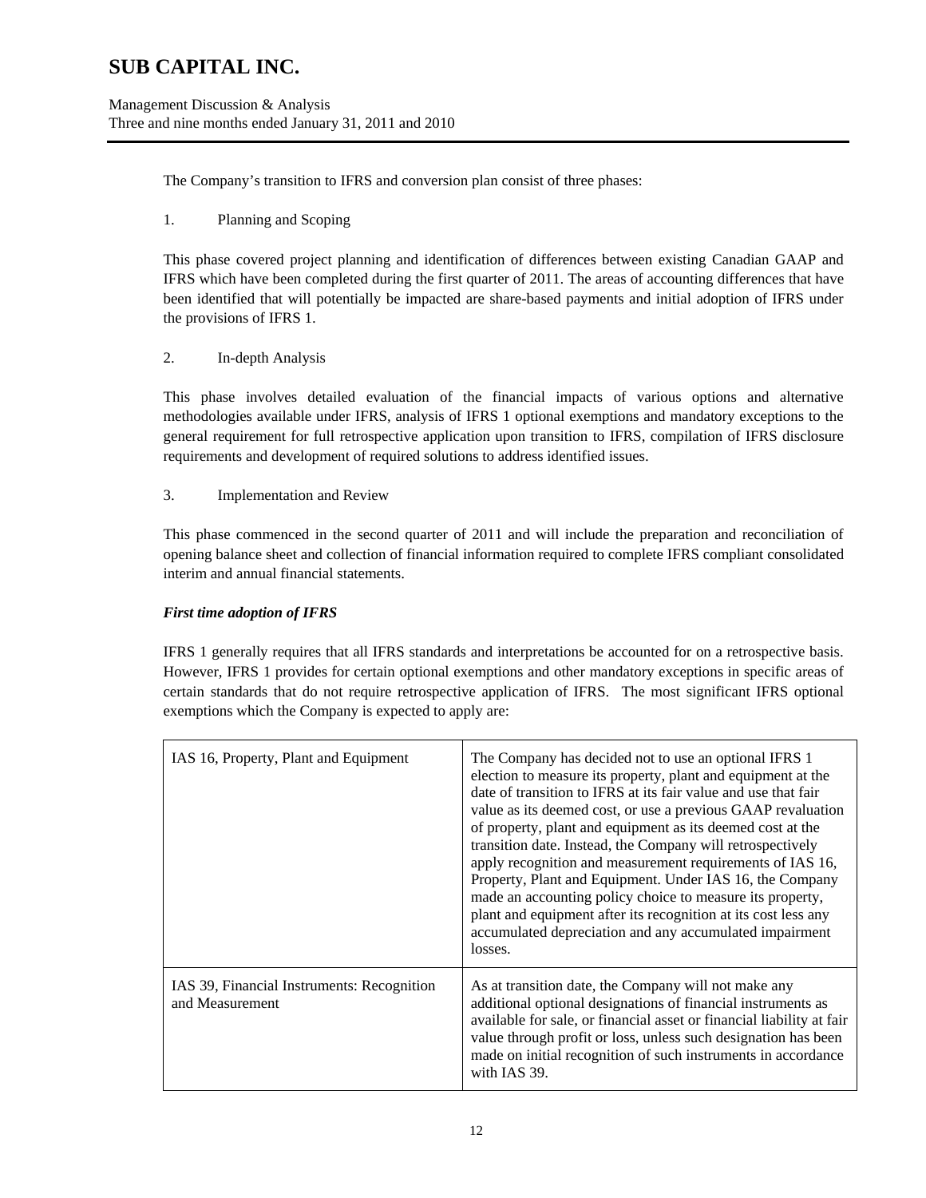The Company's transition to IFRS and conversion plan consist of three phases:

1. Planning and Scoping

This phase covered project planning and identification of differences between existing Canadian GAAP and IFRS which have been completed during the first quarter of 2011. The areas of accounting differences that have been identified that will potentially be impacted are share-based payments and initial adoption of IFRS under the provisions of IFRS 1.

2. In-depth Analysis

This phase involves detailed evaluation of the financial impacts of various options and alternative methodologies available under IFRS, analysis of IFRS 1 optional exemptions and mandatory exceptions to the general requirement for full retrospective application upon transition to IFRS, compilation of IFRS disclosure requirements and development of required solutions to address identified issues.

3. Implementation and Review

This phase commenced in the second quarter of 2011 and will include the preparation and reconciliation of opening balance sheet and collection of financial information required to complete IFRS compliant consolidated interim and annual financial statements.

***First time adoption of IFRS***

IFRS 1 generally requires that all IFRS standards and interpretations be accounted for on a retrospective basis. However, IFRS 1 provides for certain optional exemptions and other mandatory exceptions in specific areas of certain standards that do not require retrospective application of IFRS. The most significant IFRS optional exemptions which the Company is expected to apply are:

| | |
|---|---|
| IAS 16, Property, Plant and Equipment | The Company has decided not to use an optional IFRS 1 election to measure its property, plant and equipment at the date of transition to IFRS at its fair value and use that fair value as its deemed cost, or use a previous GAAP revaluation of property, plant and equipment as its deemed cost at the transition date. Instead, the Company will retrospectively apply recognition and measurement requirements of IAS 16, Property, Plant and Equipment. Under IAS 16, the Company made an accounting policy choice to measure its property, plant and equipment after its recognition at its cost less any accumulated depreciation and any accumulated impairment losses. |
| IAS 39, Financial Instruments: Recognition and Measurement | As at transition date, the Company will not make any additional optional designations of financial instruments as available for sale, or financial asset or financial liability at fair value through profit or loss, unless such designation has been made on initial recognition of such instruments in accordance with IAS 39. |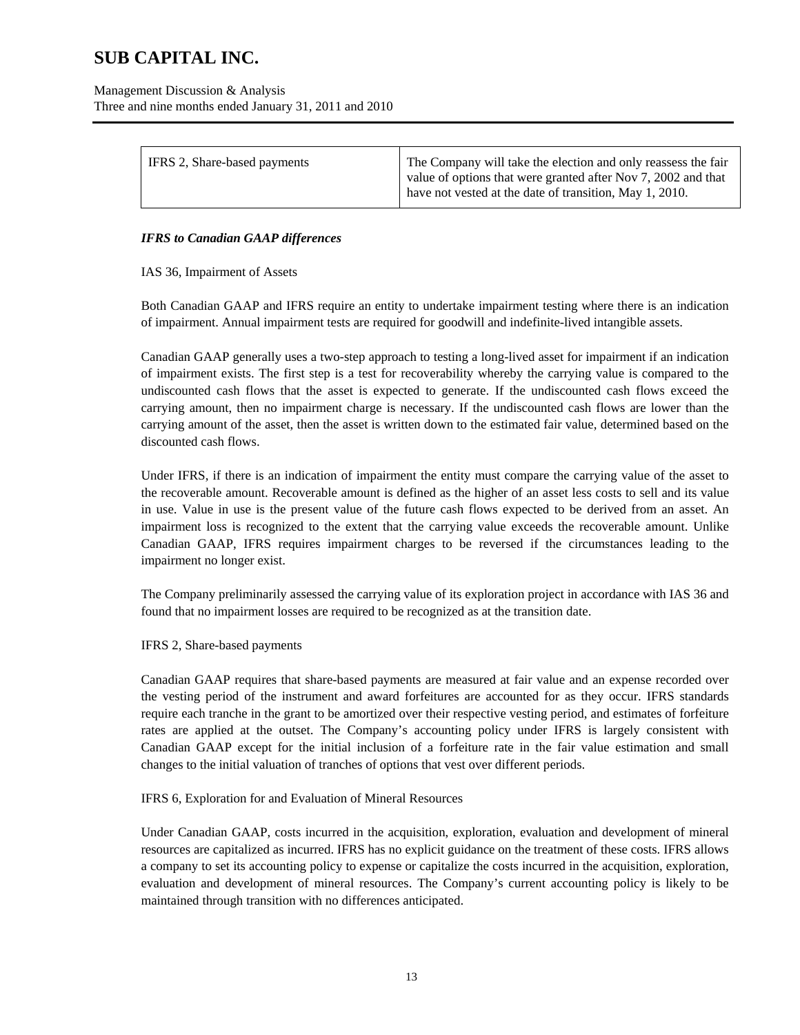| IFRS 2, Share-based payments | The Company will take the election and only reassess the fair value of options that were granted after Nov 7, 2002 and that have not vested at the date of transition, May 1, 2010. |
|---|---|

***IFRS to Canadian GAAP differences***

IAS 36, Impairment of Assets

Both Canadian GAAP and IFRS require an entity to undertake impairment testing where there is an indication of impairment. Annual impairment tests are required for goodwill and indefinite-lived intangible assets.

Canadian GAAP generally uses a two-step approach to testing a long-lived asset for impairment if an indication of impairment exists. The first step is a test for recoverability whereby the carrying value is compared to the undiscounted cash flows that the asset is expected to generate. If the undiscounted cash flows exceed the carrying amount, then no impairment charge is necessary. If the undiscounted cash flows are lower than the carrying amount of the asset, then the asset is written down to the estimated fair value, determined based on the discounted cash flows.

Under IFRS, if there is an indication of impairment the entity must compare the carrying value of the asset to the recoverable amount. Recoverable amount is defined as the higher of an asset less costs to sell and its value in use. Value in use is the present value of the future cash flows expected to be derived from an asset. An impairment loss is recognized to the extent that the carrying value exceeds the recoverable amount. Unlike Canadian GAAP, IFRS requires impairment charges to be reversed if the circumstances leading to the impairment no longer exist.

The Company preliminarily assessed the carrying value of its exploration project in accordance with IAS 36 and found that no impairment losses are required to be recognized as at the transition date.

IFRS 2, Share-based payments

Canadian GAAP requires that share-based payments are measured at fair value and an expense recorded over the vesting period of the instrument and award forfeitures are accounted for as they occur. IFRS standards require each tranche in the grant to be amortized over their respective vesting period, and estimates of forfeiture rates are applied at the outset. The Company's accounting policy under IFRS is largely consistent with Canadian GAAP except for the initial inclusion of a forfeiture rate in the fair value estimation and small changes to the initial valuation of tranches of options that vest over different periods.

IFRS 6, Exploration for and Evaluation of Mineral Resources

Under Canadian GAAP, costs incurred in the acquisition, exploration, evaluation and development of mineral resources are capitalized as incurred. IFRS has no explicit guidance on the treatment of these costs. IFRS allows a company to set its accounting policy to expense or capitalize the costs incurred in the acquisition, exploration, evaluation and development of mineral resources. The Company's current accounting policy is likely to be maintained through transition with no differences anticipated.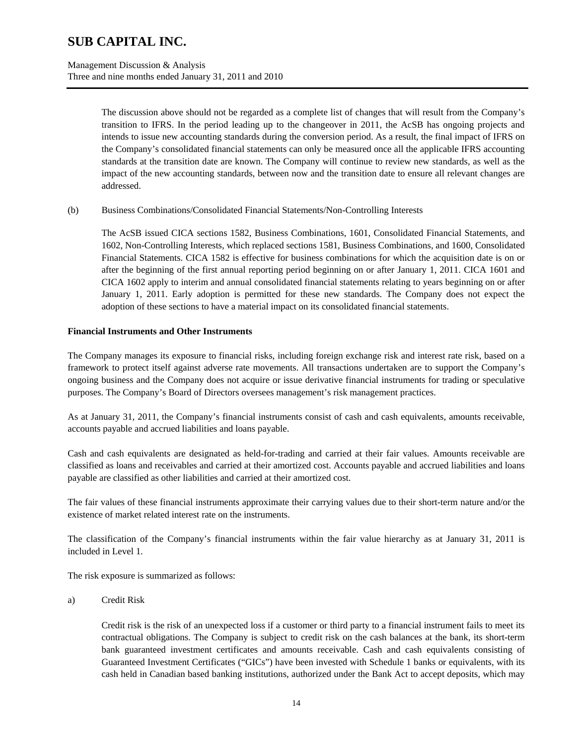The discussion above should not be regarded as a complete list of changes that will result from the Company's transition to IFRS. In the period leading up to the changeover in 2011, the AcSB has ongoing projects and intends to issue new accounting standards during the conversion period. As a result, the final impact of IFRS on the Company's consolidated financial statements can only be measured once all the applicable IFRS accounting standards at the transition date are known. The Company will continue to review new standards, as well as the impact of the new accounting standards, between now and the transition date to ensure all relevant changes are addressed.

(b) Business Combinations/Consolidated Financial Statements/Non-Controlling Interests

The AcSB issued CICA sections 1582, Business Combinations, 1601, Consolidated Financial Statements, and 1602, Non-Controlling Interests, which replaced sections 1581, Business Combinations, and 1600, Consolidated Financial Statements. CICA 1582 is effective for business combinations for which the acquisition date is on or after the beginning of the first annual reporting period beginning on or after January 1, 2011. CICA 1601 and CICA 1602 apply to interim and annual consolidated financial statements relating to years beginning on or after January 1, 2011. Early adoption is permitted for these new standards. The Company does not expect the adoption of these sections to have a material impact on its consolidated financial statements.

**Financial Instruments and Other Instruments**

The Company manages its exposure to financial risks, including foreign exchange risk and interest rate risk, based on a framework to protect itself against adverse rate movements. All transactions undertaken are to support the Company's ongoing business and the Company does not acquire or issue derivative financial instruments for trading or speculative purposes. The Company's Board of Directors oversees management's risk management practices.

As at January 31, 2011, the Company's financial instruments consist of cash and cash equivalents, amounts receivable, accounts payable and accrued liabilities and loans payable.

Cash and cash equivalents are designated as held-for-trading and carried at their fair values. Amounts receivable are classified as loans and receivables and carried at their amortized cost. Accounts payable and accrued liabilities and loans payable are classified as other liabilities and carried at their amortized cost.

The fair values of these financial instruments approximate their carrying values due to their short-term nature and/or the existence of market related interest rate on the instruments.

The classification of the Company's financial instruments within the fair value hierarchy as at January 31, 2011 is included in Level 1.

The risk exposure is summarized as follows:

a) Credit Risk

Credit risk is the risk of an unexpected loss if a customer or third party to a financial instrument fails to meet its contractual obligations. The Company is subject to credit risk on the cash balances at the bank, its short-term bank guaranteed investment certificates and amounts receivable. Cash and cash equivalents consisting of Guaranteed Investment Certificates ("GICs") have been invested with Schedule 1 banks or equivalents, with its cash held in Canadian based banking institutions, authorized under the Bank Act to accept deposits, which may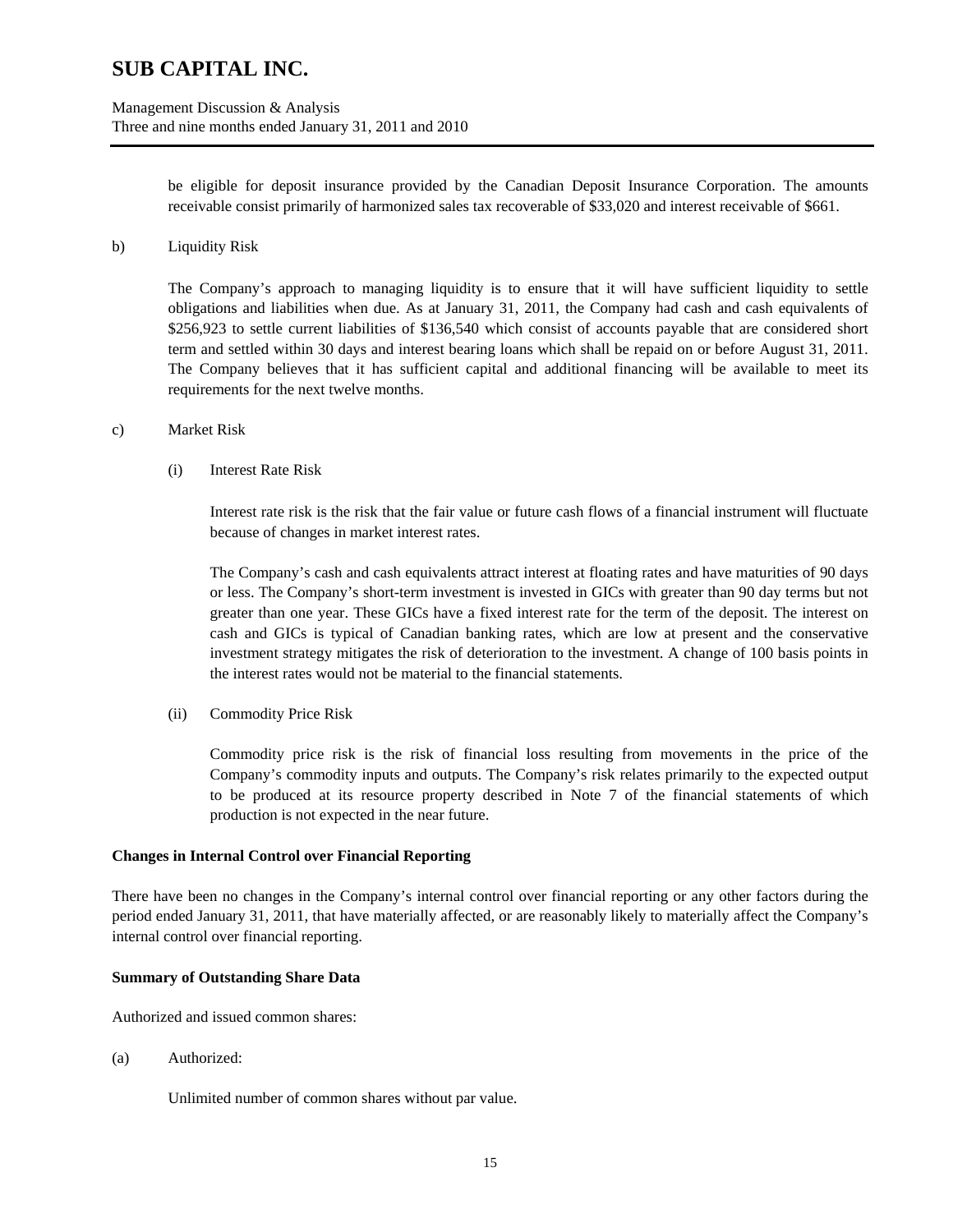be eligible for deposit insurance provided by the Canadian Deposit Insurance Corporation. The amounts receivable consist primarily of harmonized sales tax recoverable of $33,020 and interest receivable of $661.

b) Liquidity Risk

The Company's approach to managing liquidity is to ensure that it will have sufficient liquidity to settle obligations and liabilities when due. As at January 31, 2011, the Company had cash and cash equivalents of $256,923 to settle current liabilities of $136,540 which consist of accounts payable that are considered short term and settled within 30 days and interest bearing loans which shall be repaid on or before August 31, 2011. The Company believes that it has sufficient capital and additional financing will be available to meet its requirements for the next twelve months.

c) Market Risk

(i) Interest Rate Risk

Interest rate risk is the risk that the fair value or future cash flows of a financial instrument will fluctuate because of changes in market interest rates.

The Company's cash and cash equivalents attract interest at floating rates and have maturities of 90 days or less. The Company's short-term investment is invested in GICs with greater than 90 day terms but not greater than one year. These GICs have a fixed interest rate for the term of the deposit. The interest on cash and GICs is typical of Canadian banking rates, which are low at present and the conservative investment strategy mitigates the risk of deterioration to the investment. A change of 100 basis points in the interest rates would not be material to the financial statements.

(ii) Commodity Price Risk

Commodity price risk is the risk of financial loss resulting from movements in the price of the Company's commodity inputs and outputs. The Company's risk relates primarily to the expected output to be produced at its resource property described in Note 7 of the financial statements of which production is not expected in the near future.

**Changes in Internal Control over Financial Reporting**

There have been no changes in the Company's internal control over financial reporting or any other factors during the period ended January 31, 2011, that have materially affected, or are reasonably likely to materially affect the Company's internal control over financial reporting.

**Summary of Outstanding Share Data**

Authorized and issued common shares:

(a) Authorized:

Unlimited number of common shares without par value.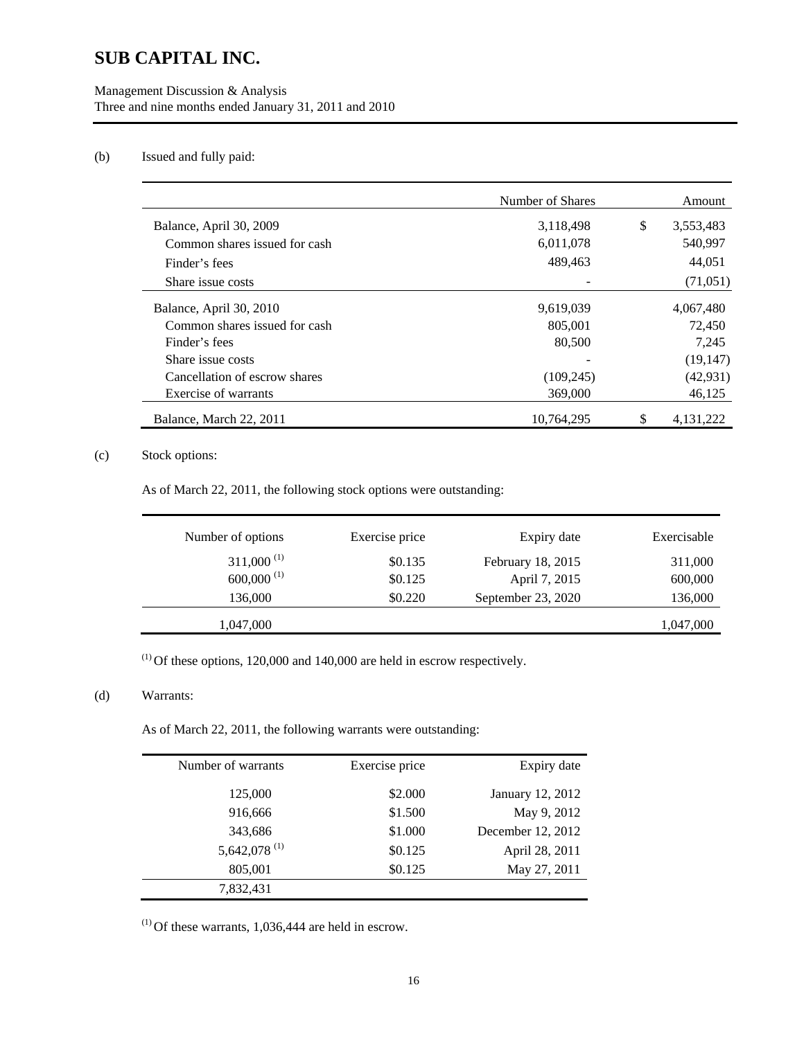(b) Issued and fully paid:

| | Number of Shares | Amount |
|---|---|---|
| Balance, April 30, 2009 | 3,118,498 | $ 3,553,483 |
| Common shares issued for cash | 6,011,078 | 540,997 |
| Finder's fees | 489,463 | 44,051 |
| Share issue costs | - | (71,051) |
| Balance, April 30, 2010 | 9,619,039 | 4,067,480 |
| Common shares issued for cash | 805,001 | 72,450 |
| Finder's fees | 80,500 | 7,245 |
| Share issue costs | - | (19,147) |
| Cancellation of escrow shares | (109,245) | (42,931) |
| Exercise of warrants | 369,000 | 46,125 |
| Balance, March 22, 2011 | 10,764,295 | $ 4,131,222 |

(c) Stock options:

As of March 22, 2011, the following stock options were outstanding:

| Number of options | Exercise price | Expiry date | Exercisable |
|---|---|---|---|
| 311,000 (1) | $0.135 | February 18, 2015 | 311,000 |
| 600,000 (1) | $0.125 | April 7, 2015 | 600,000 |
| 136,000 | $0.220 | September 23, 2020 | 136,000 |
| 1,047,000 | | | 1,047,000 |

(1) Of these options, 120,000 and 140,000 are held in escrow respectively.

(d) Warrants:

As of March 22, 2011, the following warrants were outstanding:

| Number of warrants | Exercise price | Expiry date |
|---|---|---|
| 125,000 | $2.000 | January 12, 2012 |
| 916,666 | $1.500 | May 9, 2012 |
| 343,686 | $1.000 | December 12, 2012 |
| 5,642,078 (1) | $0.125 | April 28, 2011 |
| 805,001 | $0.125 | May 27, 2011 |
| 7,832,431 | | |

(1) Of these warrants, 1,036,444 are held in escrow.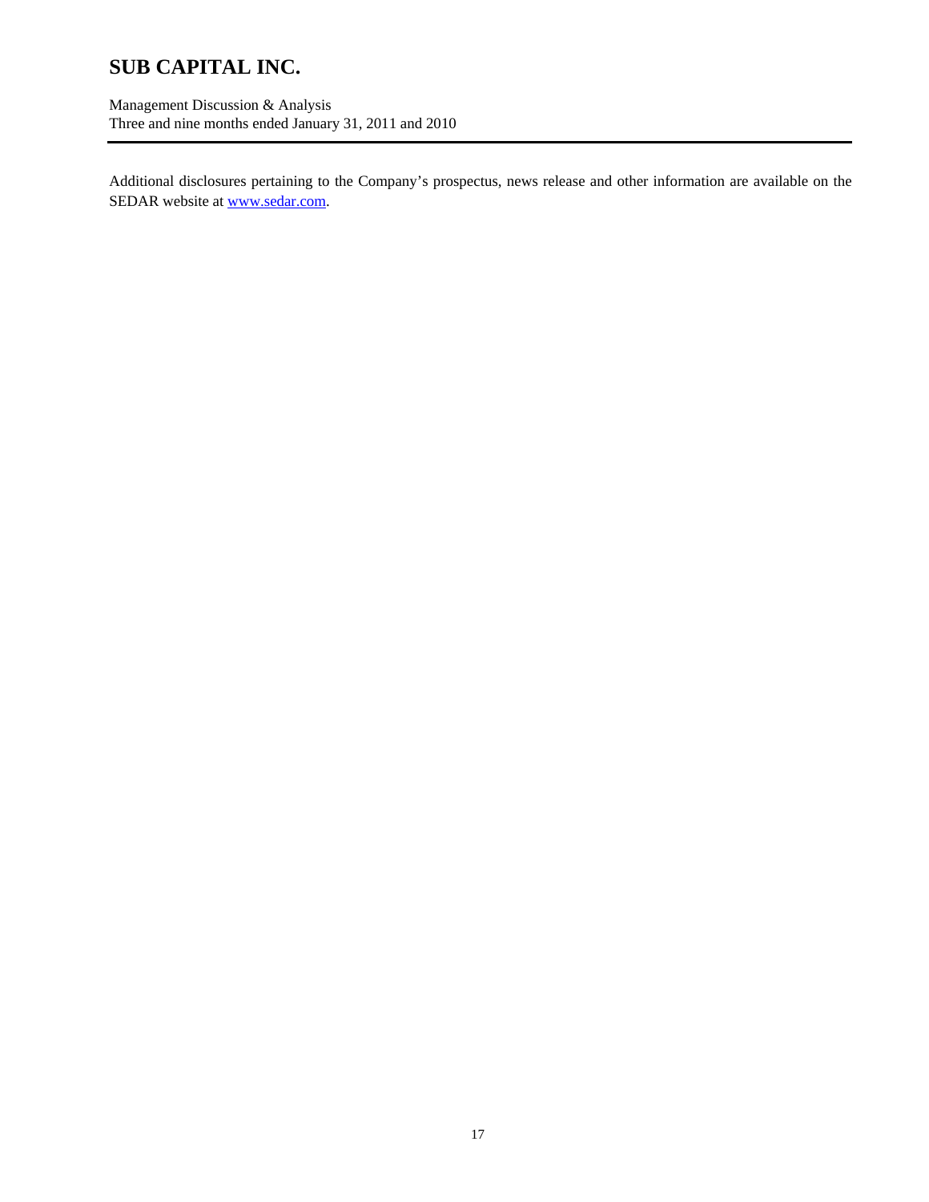Additional disclosures pertaining to the Company's prospectus, news release and other information are available on the SEDAR website at [www.sedar.com](http://www.sedar.com).